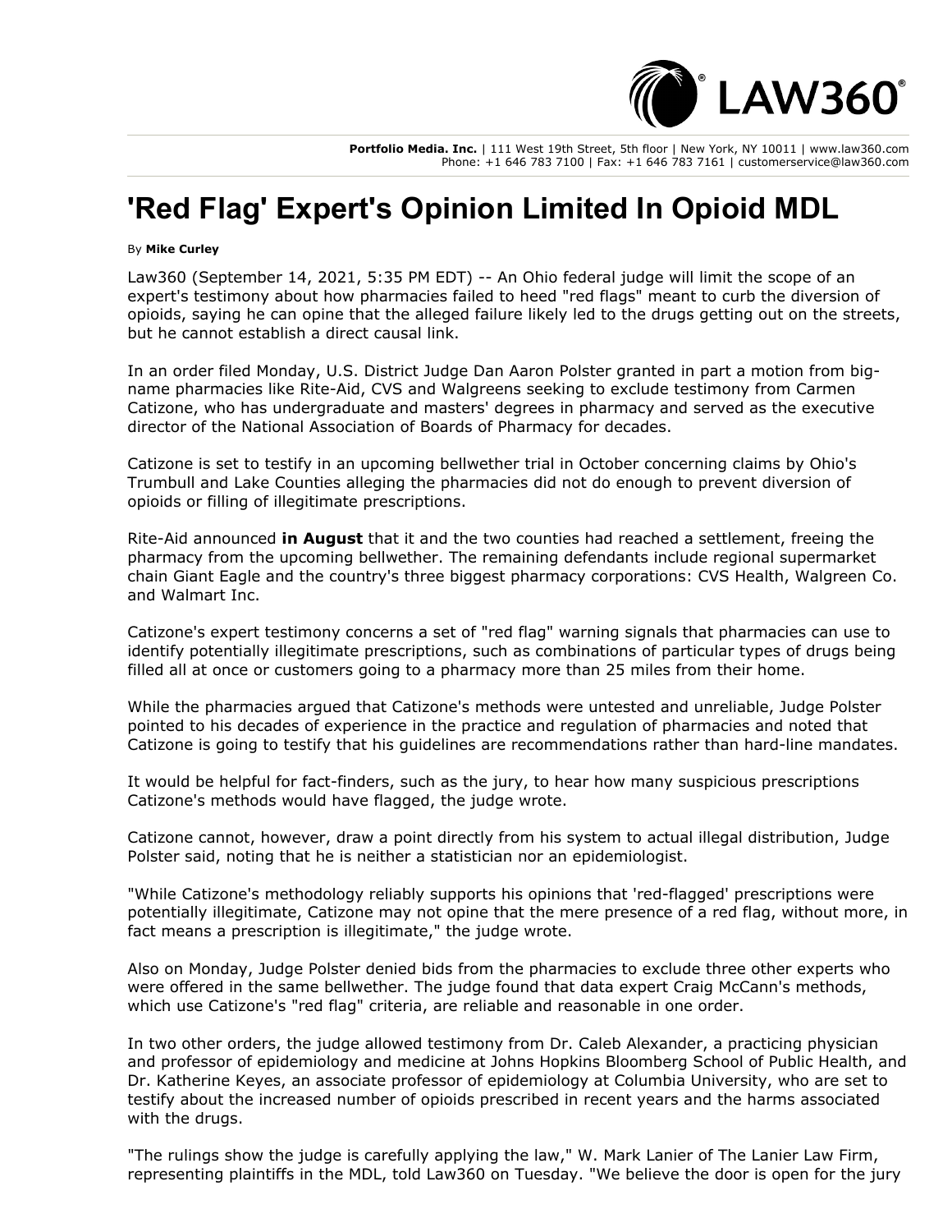Portfolio Media. Inc. | 111 West 19th Street, 5th floor | New York, NY 10011 | www.law360.com
Phone: +1 646 783 7100 | Fax: +1 646 783 7161 | customerservice@law360.com

# 'Red Flag' Expert's Opinion Limited In Opioid MDL

By **Mike Curley**

Law360 (September 14, 2021, 5:35 PM EDT) -- An Ohio federal judge will limit the scope of an expert's testimony about how pharmacies failed to heed "red flags" meant to curb the diversion of opioids, saying he can opine that the alleged failure likely led to the drugs getting out on the streets, but he cannot establish a direct causal link.

In an order filed Monday, U.S. District Judge Dan Aaron Polster granted in part a motion from big-name pharmacies like Rite-Aid, CVS and Walgreens seeking to exclude testimony from Carmen Catizone, who has undergraduate and masters' degrees in pharmacy and served as the executive director of the National Association of Boards of Pharmacy for decades.

Catizone is set to testify in an upcoming bellwether trial in October concerning claims by Ohio's Trumbull and Lake Counties alleging the pharmacies did not do enough to prevent diversion of opioids or filling of illegitimate prescriptions.

Rite-Aid announced **in August** that it and the two counties had reached a settlement, freeing the pharmacy from the upcoming bellwether. The remaining defendants include regional supermarket chain Giant Eagle and the country's three biggest pharmacy corporations: CVS Health, Walgreen Co. and Walmart Inc.

Catizone's expert testimony concerns a set of "red flag" warning signals that pharmacies can use to identify potentially illegitimate prescriptions, such as combinations of particular types of drugs being filled all at once or customers going to a pharmacy more than 25 miles from their home.

While the pharmacies argued that Catizone's methods were untested and unreliable, Judge Polster pointed to his decades of experience in the practice and regulation of pharmacies and noted that Catizone is going to testify that his guidelines are recommendations rather than hard-line mandates.

It would be helpful for fact-finders, such as the jury, to hear how many suspicious prescriptions Catizone's methods would have flagged, the judge wrote.

Catizone cannot, however, draw a point directly from his system to actual illegal distribution, Judge Polster said, noting that he is neither a statistician nor an epidemiologist.

"While Catizone's methodology reliably supports his opinions that 'red-flagged' prescriptions were potentially illegitimate, Catizone may not opine that the mere presence of a red flag, without more, in fact means a prescription is illegitimate," the judge wrote.

Also on Monday, Judge Polster denied bids from the pharmacies to exclude three other experts who were offered in the same bellwether. The judge found that data expert Craig McCann's methods, which use Catizone's "red flag" criteria, are reliable and reasonable in one order.

In two other orders, the judge allowed testimony from Dr. Caleb Alexander, a practicing physician and professor of epidemiology and medicine at Johns Hopkins Bloomberg School of Public Health, and Dr. Katherine Keyes, an associate professor of epidemiology at Columbia University, who are set to testify about the increased number of opioids prescribed in recent years and the harms associated with the drugs.

"The rulings show the judge is carefully applying the law," W. Mark Lanier of The Lanier Law Firm, representing plaintiffs in the MDL, told Law360 on Tuesday. "We believe the door is open for the jury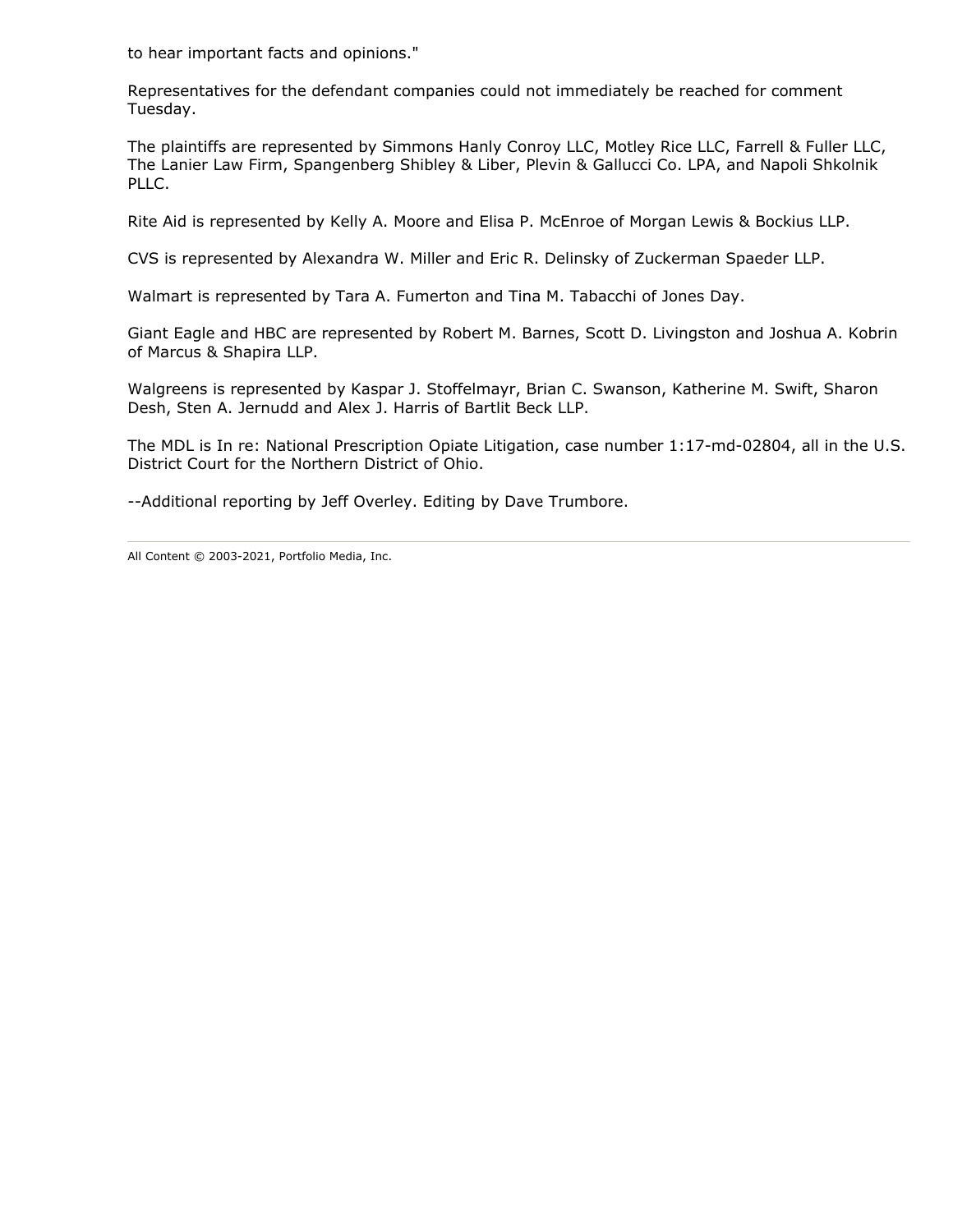to hear important facts and opinions."

Representatives for the defendant companies could not immediately be reached for comment Tuesday.

The plaintiffs are represented by Simmons Hanly Conroy LLC, Motley Rice LLC, Farrell & Fuller LLC, The Lanier Law Firm, Spangenberg Shibley & Liber, Plevin & Gallucci Co. LPA, and Napoli Shkolnik PLLC.

Rite Aid is represented by Kelly A. Moore and Elisa P. McEnroe of Morgan Lewis & Bockius LLP.

CVS is represented by Alexandra W. Miller and Eric R. Delinsky of Zuckerman Spaeder LLP.

Walmart is represented by Tara A. Fumerton and Tina M. Tabacchi of Jones Day.

Giant Eagle and HBC are represented by Robert M. Barnes, Scott D. Livingston and Joshua A. Kobrin of Marcus & Shapira LLP.

Walgreens is represented by Kaspar J. Stoffelmayr, Brian C. Swanson, Katherine M. Swift, Sharon Desh, Sten A. Jernudd and Alex J. Harris of Bartlit Beck LLP.

The MDL is In re: National Prescription Opiate Litigation, case number 1:17-md-02804, all in the U.S. District Court for the Northern District of Ohio.

--Additional reporting by Jeff Overley. Editing by Dave Trumbore.

All Content © 2003-2021, Portfolio Media, Inc.